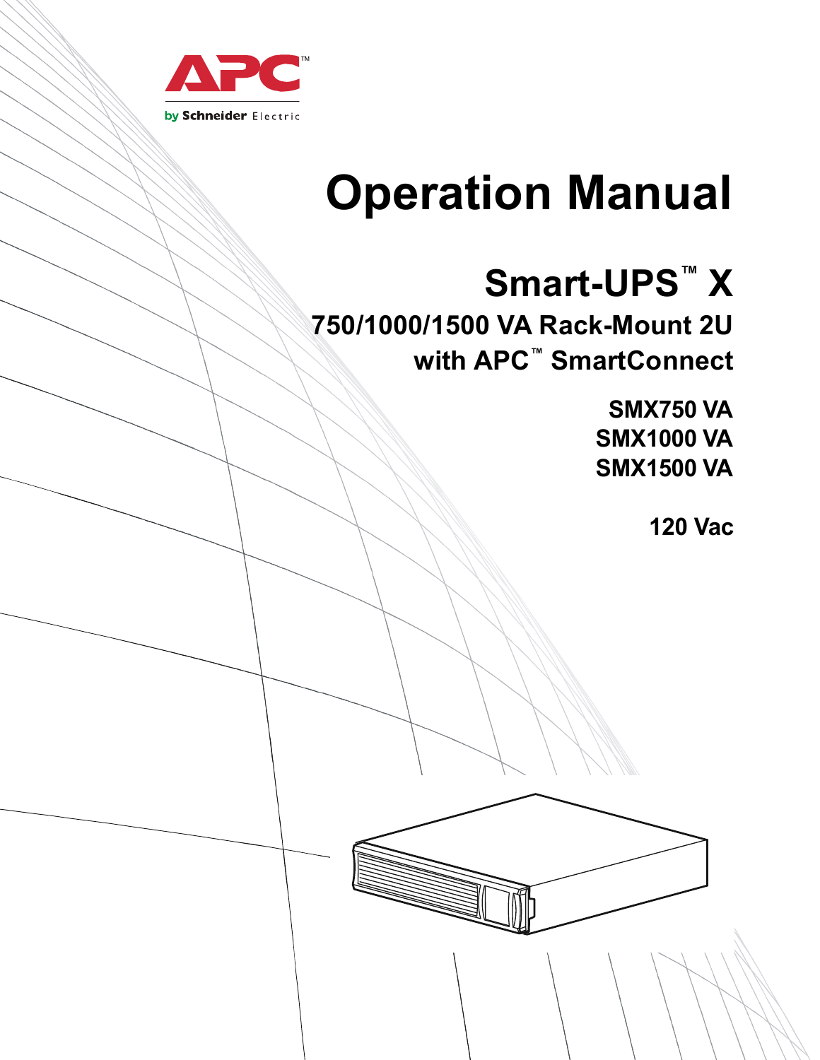APC™

by Schneider Electric

# Operation Manual

## Smart-UPS™ X

### 750/1000/1500 VA Rack-Mount 2U with APC™ SmartConnect

**SMX750 VA**
**SMX1000 VA**
**SMX1500 VA**

**120 Vac**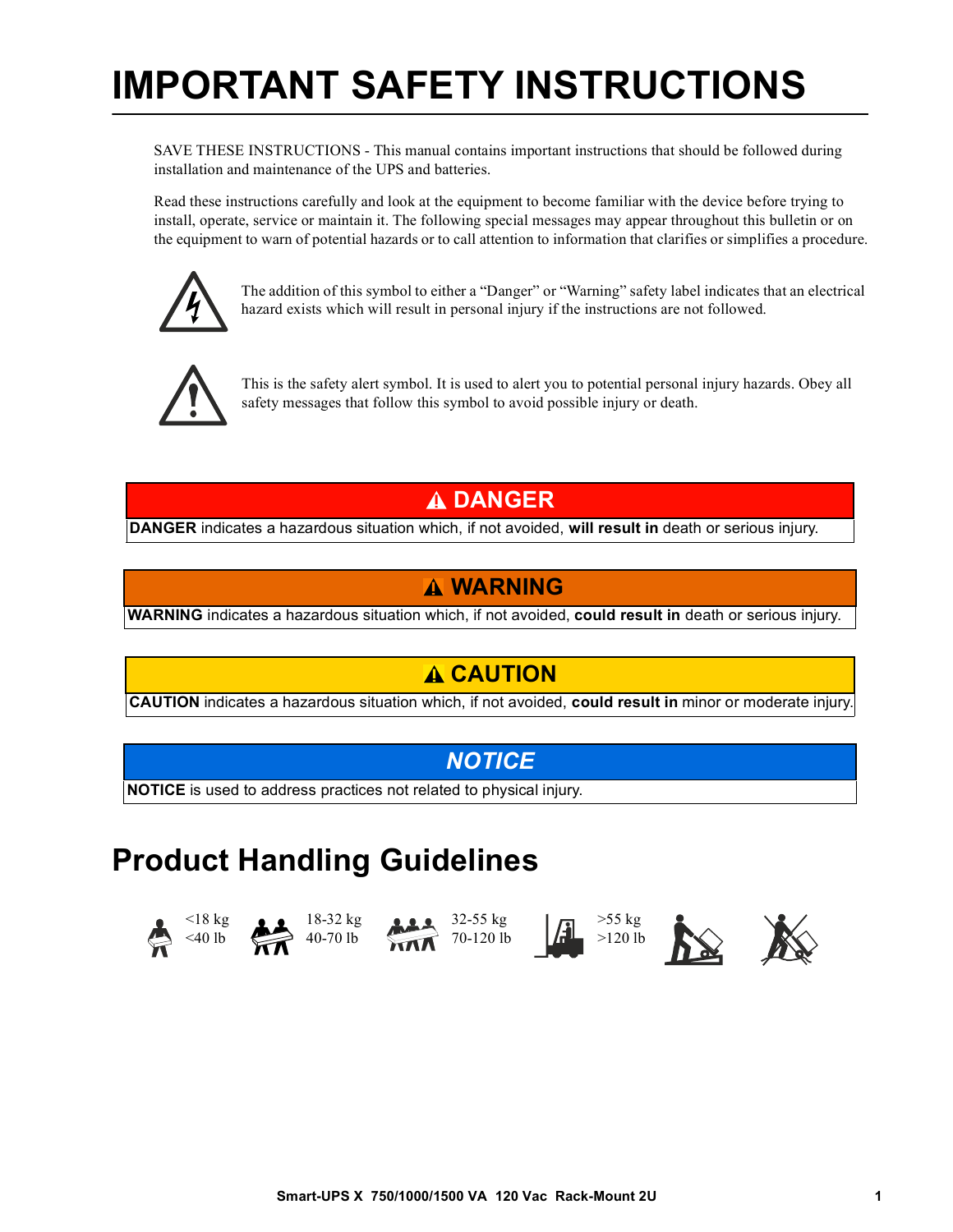# IMPORTANT SAFETY INSTRUCTIONS

SAVE THESE INSTRUCTIONS - This manual contains important instructions that should be followed during installation and maintenance of the UPS and batteries.

Read these instructions carefully and look at the equipment to become familiar with the device before trying to install, operate, service or maintain it. The following special messages may appear throughout this bulletin or on the equipment to warn of potential hazards or to call attention to information that clarifies or simplifies a procedure.

The addition of this symbol to either a "Danger" or "Warning" safety label indicates that an electrical hazard exists which will result in personal injury if the instructions are not followed.

This is the safety alert symbol. It is used to alert you to potential personal injury hazards. Obey all safety messages that follow this symbol to avoid possible injury or death.

| DANGER |
|---|
| **DANGER** indicates a hazardous situation which, if not avoided, **will result in** death or serious injury. |

| WARNING |
|---|
| **WARNING** indicates a hazardous situation which, if not avoided, **could result in** death or serious injury. |

| CAUTION |
|---|
| **CAUTION** indicates a hazardous situation which, if not avoided, **could result in** minor or moderate injury. |

| *NOTICE* |
|---|
| **NOTICE** is used to address practices not related to physical injury. |

## Product Handling Guidelines

<18 kg <40 lb  18-32 kg 40-70 lb  32-55 kg 70-120 lb  >55 kg >120 lb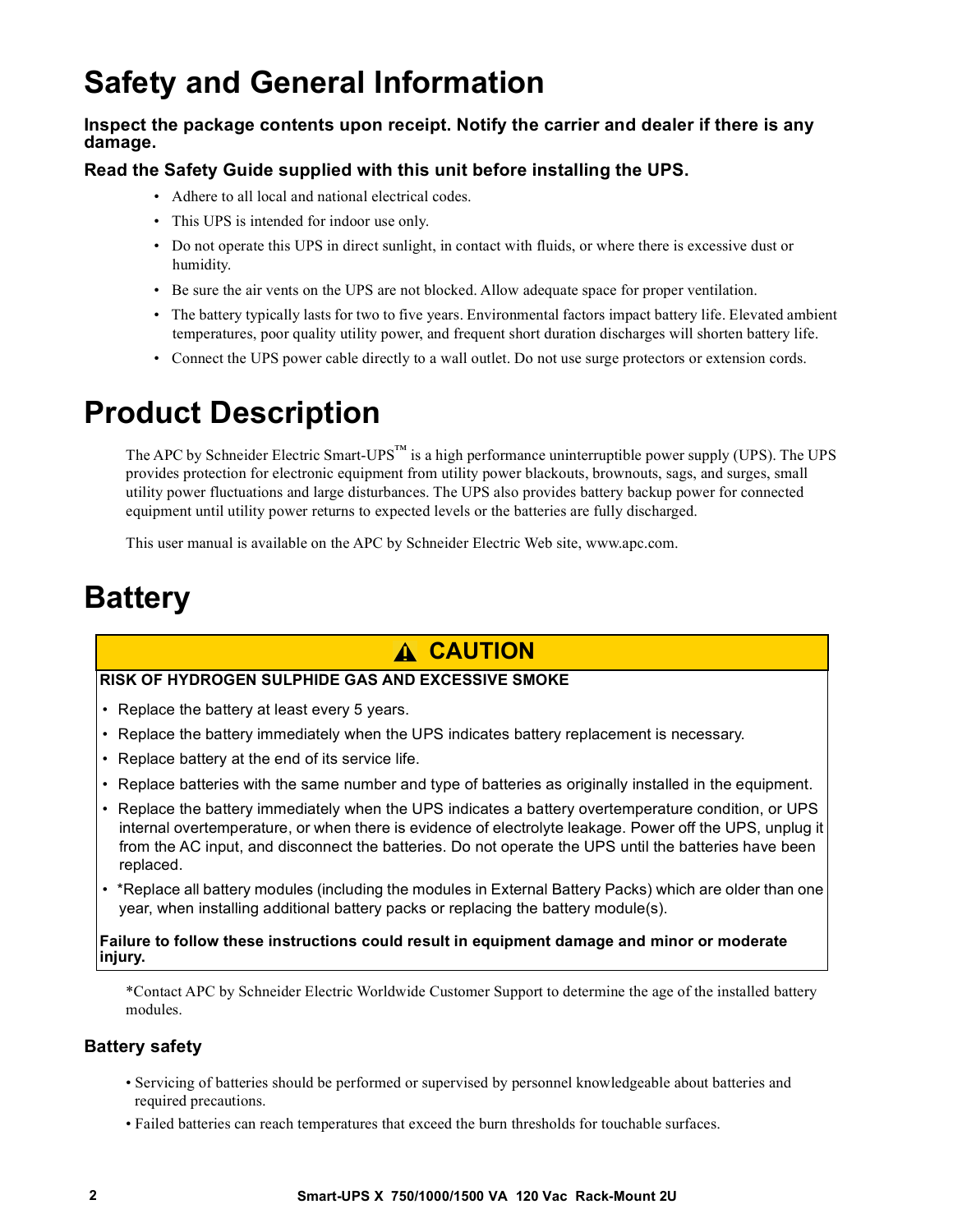# Safety and General Information

**Inspect the package contents upon receipt. Notify the carrier and dealer if there is any damage.**

**Read the Safety Guide supplied with this unit before installing the UPS.**

- Adhere to all local and national electrical codes.
- This UPS is intended for indoor use only.
- Do not operate this UPS in direct sunlight, in contact with fluids, or where there is excessive dust or humidity.
- Be sure the air vents on the UPS are not blocked. Allow adequate space for proper ventilation.
- The battery typically lasts for two to five years. Environmental factors impact battery life. Elevated ambient temperatures, poor quality utility power, and frequent short duration discharges will shorten battery life.
- Connect the UPS power cable directly to a wall outlet. Do not use surge protectors or extension cords.

# Product Description

The APC by Schneider Electric Smart-UPS™ is a high performance uninterruptible power supply (UPS). The UPS provides protection for electronic equipment from utility power blackouts, brownouts, sags, and surges, small utility power fluctuations and large disturbances. The UPS also provides battery backup power for connected equipment until utility power returns to expected levels or the batteries are fully discharged.

This user manual is available on the APC by Schneider Electric Web site, www.apc.com.

# Battery

**⚠ CAUTION**

**RISK OF HYDROGEN SULPHIDE GAS AND EXCESSIVE SMOKE**

- Replace the battery at least every 5 years.
- Replace the battery immediately when the UPS indicates battery replacement is necessary.
- Replace battery at the end of its service life.
- Replace batteries with the same number and type of batteries as originally installed in the equipment.
- Replace the battery immediately when the UPS indicates a battery overtemperature condition, or UPS internal overtemperature, or when there is evidence of electrolyte leakage. Power off the UPS, unplug it from the AC input, and disconnect the batteries. Do not operate the UPS until the batteries have been replaced.
- *Replace all battery modules (including the modules in External Battery Packs) which are older than one year, when installing additional battery packs or replacing the battery module(s).

**Failure to follow these instructions could result in equipment damage and minor or moderate injury.**

*Contact APC by Schneider Electric Worldwide Customer Support to determine the age of the installed battery modules.

### Battery safety

- Servicing of batteries should be performed or supervised by personnel knowledgeable about batteries and required precautions.
- Failed batteries can reach temperatures that exceed the burn thresholds for touchable surfaces.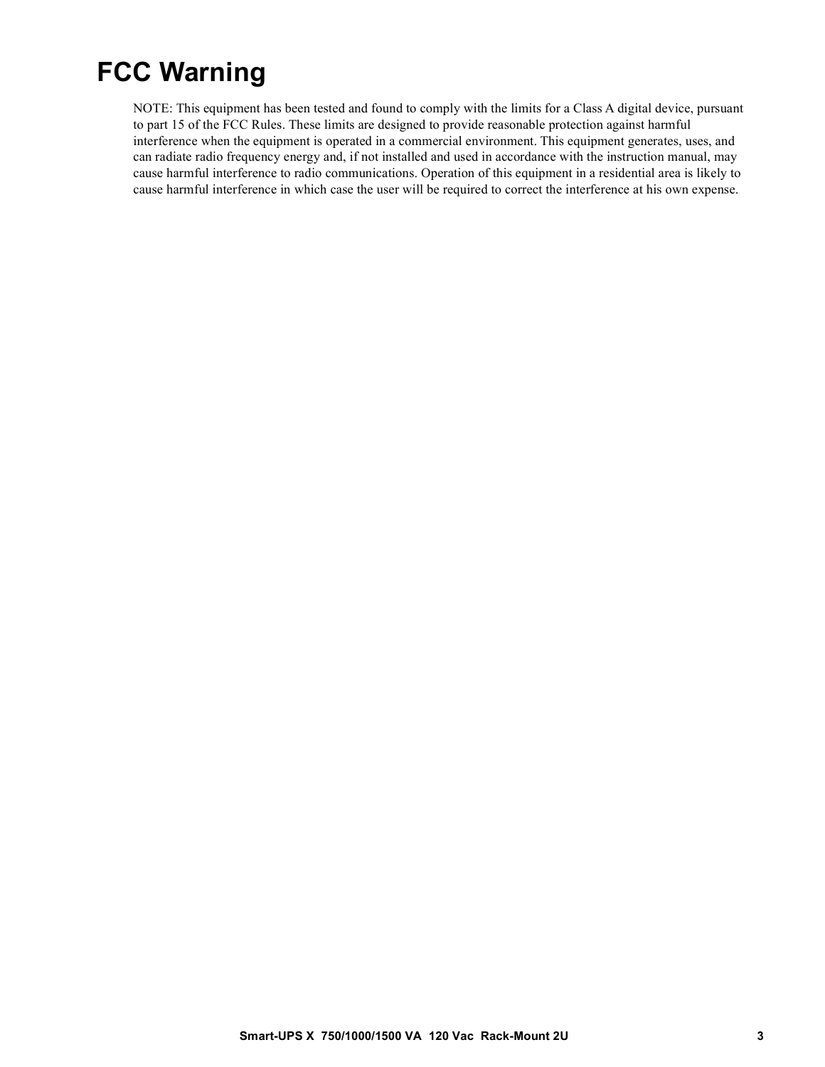# FCC Warning

NOTE: This equipment has been tested and found to comply with the limits for a Class A digital device, pursuant to part 15 of the FCC Rules. These limits are designed to provide reasonable protection against harmful interference when the equipment is operated in a commercial environment. This equipment generates, uses, and can radiate radio frequency energy and, if not installed and used in accordance with the instruction manual, may cause harmful interference to radio communications. Operation of this equipment in a residential area is likely to cause harmful interference in which case the user will be required to correct the interference at his own expense.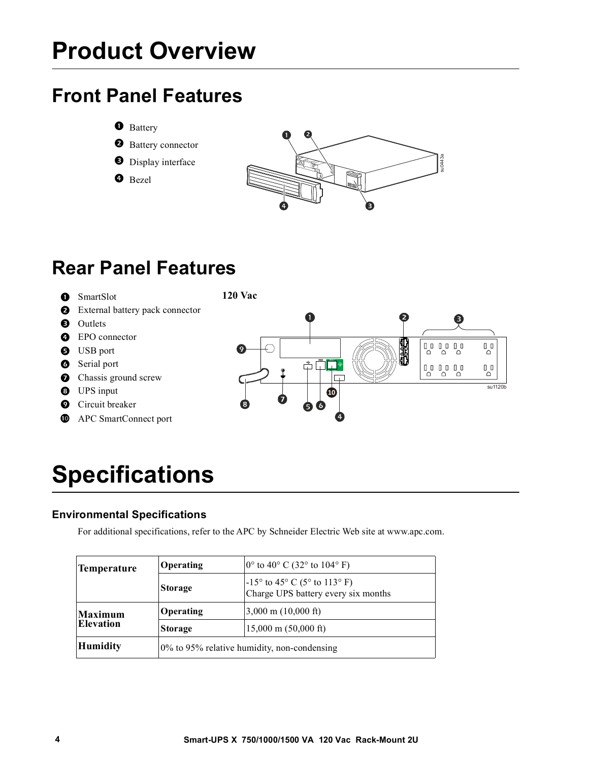# Product Overview

## Front Panel Features

1. Battery
2. Battery connector
3. Display interface
4. Bezel

## Rear Panel Features

**120 Vac**

1. SmartSlot
2. External battery pack connector
3. Outlets
4. EPO connector
5. USB port
6. Serial port
7. Chassis ground screw
8. UPS input
9. Circuit breaker
10. APC SmartConnect port

# Specifications

### Environmental Specifications

For additional specifications, refer to the APC by Schneider Electric Web site at www.apc.com.

| | | |
|---|---|---|
| **Temperature** | **Operating** | 0° to 40° C (32° to 104° F) |
| | **Storage** | -15° to 45° C (5° to 113° F)<br>Charge UPS battery every six months |
| **Maximum Elevation** | **Operating** | 3,000 m (10,000 ft) |
| | **Storage** | 15,000 m (50,000 ft) |
| **Humidity** | 0% to 95% relative humidity, non-condensing | |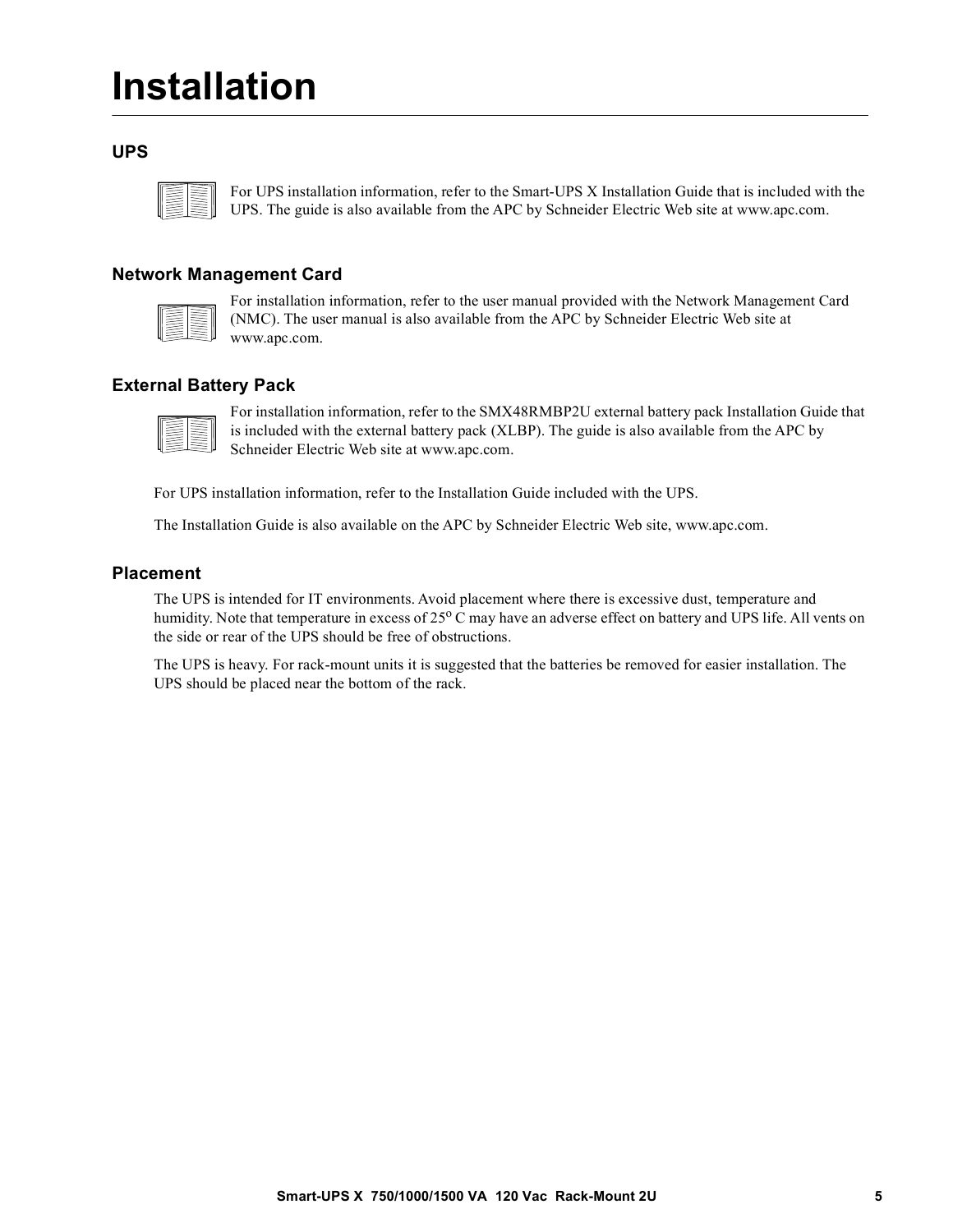# Installation

## UPS

For UPS installation information, refer to the Smart-UPS X Installation Guide that is included with the UPS. The guide is also available from the APC by Schneider Electric Web site at www.apc.com.

## Network Management Card

For installation information, refer to the user manual provided with the Network Management Card (NMC). The user manual is also available from the APC by Schneider Electric Web site at www.apc.com.

## External Battery Pack

For installation information, refer to the SMX48RMBP2U external battery pack Installation Guide that is included with the external battery pack (XLBP). The guide is also available from the APC by Schneider Electric Web site at www.apc.com.

For UPS installation information, refer to the Installation Guide included with the UPS.

The Installation Guide is also available on the APC by Schneider Electric Web site, www.apc.com.

## Placement

The UPS is intended for IT environments. Avoid placement where there is excessive dust, temperature and humidity. Note that temperature in excess of 25° C may have an adverse effect on battery and UPS life. All vents on the side or rear of the UPS should be free of obstructions.

The UPS is heavy. For rack-mount units it is suggested that the batteries be removed for easier installation. The UPS should be placed near the bottom of the rack.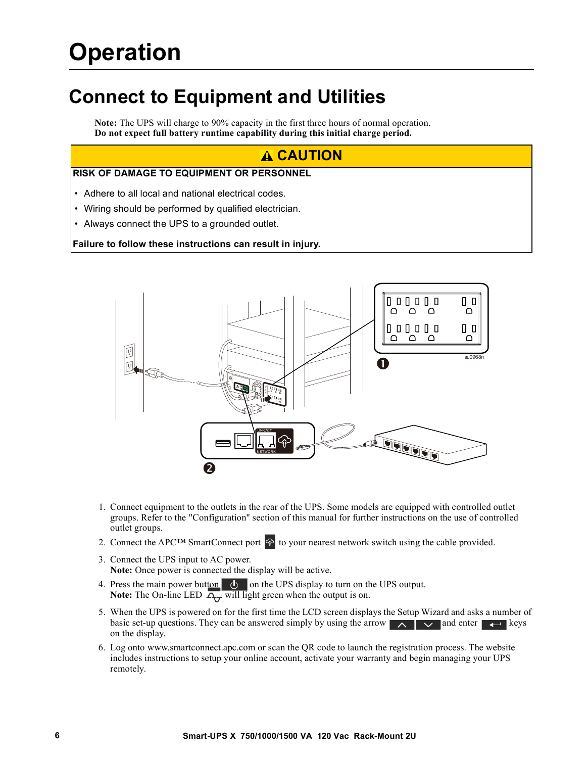# Operation

## Connect to Equipment and Utilities

**Note:** The UPS will charge to 90% capacity in the first three hours of normal operation.
**Do not expect full battery runtime capability during this initial charge period.**

**⚠ CAUTION**

**RISK OF DAMAGE TO EQUIPMENT OR PERSONNEL**

- Adhere to all local and national electrical codes.
- Wiring should be performed by qualified electrician.
- Always connect the UPS to a grounded outlet.

**Failure to follow these instructions can result in injury.**

1. Connect equipment to the outlets in the rear of the UPS. Some models are equipped with controlled outlet groups. Refer to the "Configuration" section of this manual for further instructions on the use of controlled outlet groups.
2. Connect the APC™ SmartConnect port to your nearest network switch using the cable provided.
3. Connect the UPS input to AC power.
   **Note:** Once power is connected the display will be active.
4. Press the main power button on the UPS display to turn on the UPS output.
   **Note:** The On-line LED will light green when the output is on.
5. When the UPS is powered on for the first time the LCD screen displays the Setup Wizard and asks a number of basic set-up questions. They can be answered simply by using the arrow and enter keys on the display.
6. Log onto www.smartconnect.apc.com or scan the QR code to launch the registration process. The website includes instructions to setup your online account, activate your warranty and begin managing your UPS remotely.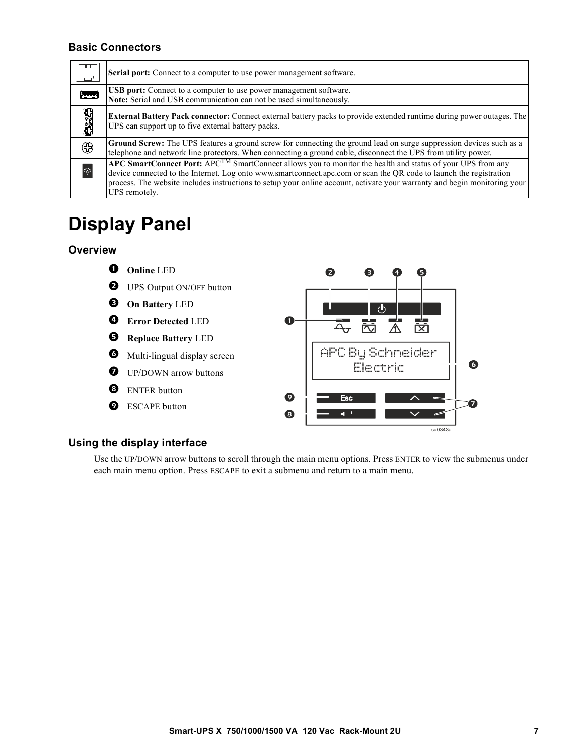### Basic Connectors

| | |
|---|---|
| | **Serial port:** Connect to a computer to use power management software. |
| | **USB port:** Connect to a computer to use power management software.<br>**Note:** Serial and USB communication can not be used simultaneously. |
| | **External Battery Pack connector:** Connect external battery packs to provide extended runtime during power outages. The UPS can support up to five external battery packs. |
| | **Ground Screw:** The UPS features a ground screw for connecting the ground lead on surge suppression devices such as a telephone and network line protectors. When connecting a ground cable, disconnect the UPS from utility power. |
| | **APC SmartConnect Port:** APC™ SmartConnect allows you to monitor the health and status of your UPS from any device connected to the Internet. Log onto www.smartconnect.apc.com or scan the QR code to launch the registration process. The website includes instructions to setup your online account, activate your warranty and begin monitoring your UPS remotely. |

# Display Panel

### Overview

1. **Online** LED
2. UPS Output ON/OFF button
3. **On Battery** LED
4. **Error Detected** LED
5. **Replace Battery** LED
6. Multi-lingual display screen
7. UP/DOWN arrow buttons
8. ENTER button
9. ESCAPE button

### Using the display interface

Use the UP/DOWN arrow buttons to scroll through the main menu options. Press ENTER to view the submenus under each main menu option. Press ESCAPE to exit a submenu and return to a main menu.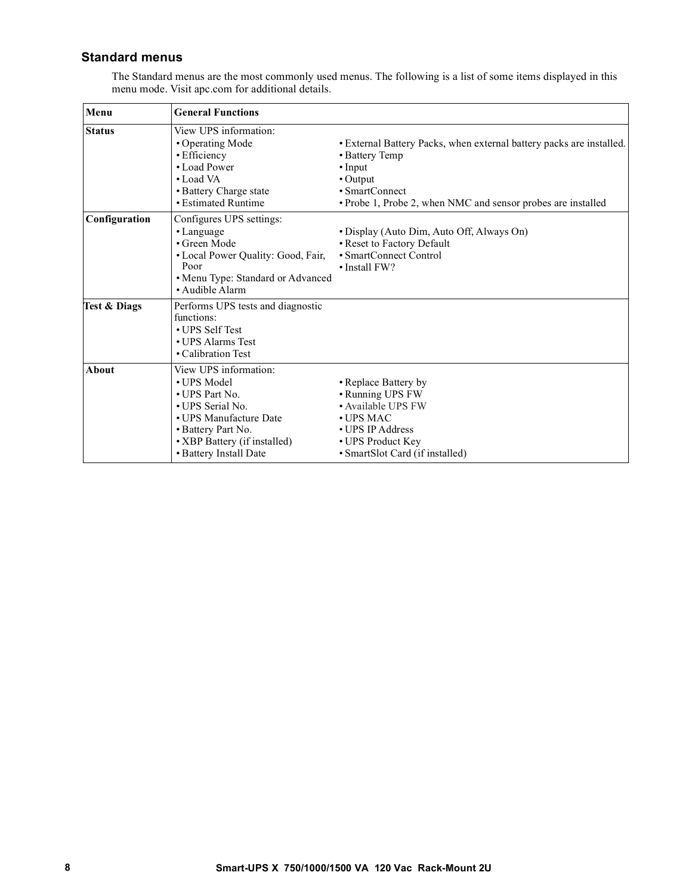## Standard menus

The Standard menus are the most commonly used menus. The following is a list of some items displayed in this menu mode. Visit apc.com for additional details.

| Menu | General Functions | |
|---|---|---|
| **Status** | View UPS information:<br>• Operating Mode<br>• Efficiency<br>• Load Power<br>• Load VA<br>• Battery Charge state<br>• Estimated Runtime | <br>• External Battery Packs, when external battery packs are installed.<br>• Battery Temp<br>• Input<br>• Output<br>• SmartConnect<br>• Probe 1, Probe 2, when NMC and sensor probes are installed |
| **Configuration** | Configures UPS settings:<br>• Language<br>• Green Mode<br>• Local Power Quality: Good, Fair, Poor<br>• Menu Type: Standard or Advanced<br>• Audible Alarm | <br>• Display (Auto Dim, Auto Off, Always On)<br>• Reset to Factory Default<br>• SmartConnect Control<br>• Install FW? |
| **Test & Diags** | Performs UPS tests and diagnostic functions:<br>• UPS Self Test<br>• UPS Alarms Test<br>• Calibration Test | |
| **About** | View UPS information:<br>• UPS Model<br>• UPS Part No.<br>• UPS Serial No.<br>• UPS Manufacture Date<br>• Battery Part No.<br>• XBP Battery (if installed)<br>• Battery Install Date | <br>• Replace Battery by<br>• Running UPS FW<br>• Available UPS FW<br>• UPS MAC<br>• UPS IP Address<br>• UPS Product Key<br>• SmartSlot Card (if installed) |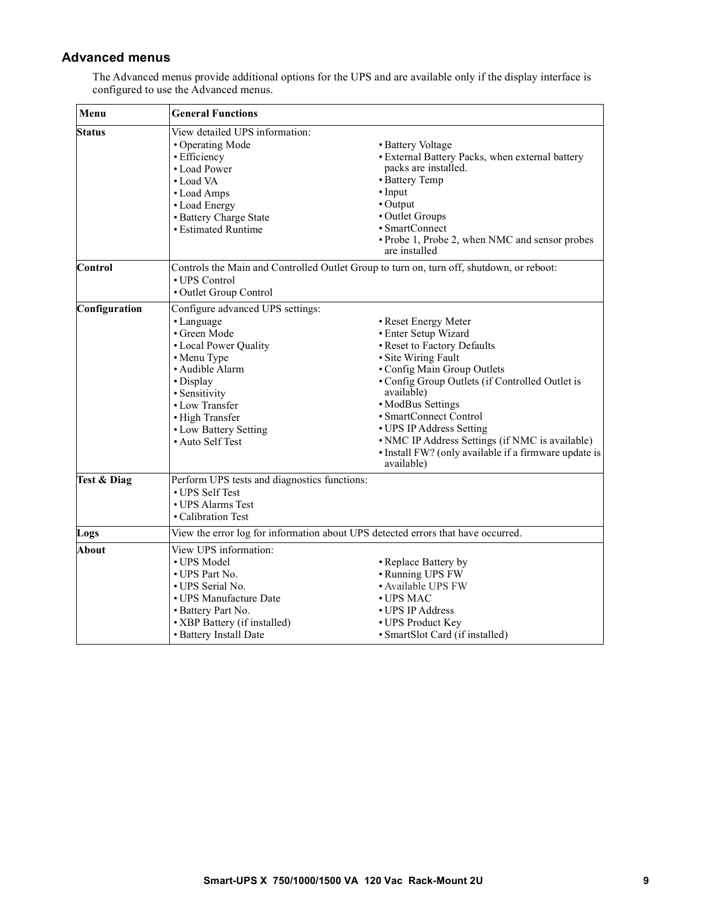### Advanced menus

The Advanced menus provide additional options for the UPS and are available only if the display interface is configured to use the Advanced menus.

| Menu | General Functions | |
|---|---|---|
| **Status** | View detailed UPS information:<br>• Operating Mode<br>• Efficiency<br>• Load Power<br>• Load VA<br>• Load Amps<br>• Load Energy<br>• Battery Charge State<br>• Estimated Runtime | • Battery Voltage<br>• External Battery Packs, when external battery packs are installed.<br>• Battery Temp<br>• Input<br>• Output<br>• Outlet Groups<br>• SmartConnect<br>• Probe 1, Probe 2, when NMC and sensor probes are installed |
| **Control** | Controls the Main and Controlled Outlet Group to turn on, turn off, shutdown, or reboot:<br>• UPS Control<br>• Outlet Group Control | |
| **Configuration** | Configure advanced UPS settings:<br>• Language<br>• Green Mode<br>• Local Power Quality<br>• Menu Type<br>• Audible Alarm<br>• Display<br>• Sensitivity<br>• Low Transfer<br>• High Transfer<br>• Low Battery Setting<br>• Auto Self Test | • Reset Energy Meter<br>• Enter Setup Wizard<br>• Reset to Factory Defaults<br>• Site Wiring Fault<br>• Config Main Group Outlets<br>• Config Group Outlets (if Controlled Outlet is available)<br>• ModBus Settings<br>• SmartConnect Control<br>• UPS IP Address Setting<br>• NMC IP Address Settings (if NMC is available)<br>• Install FW? (only available if a firmware update is available) |
| **Test & Diag** | Perform UPS tests and diagnostics functions:<br>• UPS Self Test<br>• UPS Alarms Test<br>• Calibration Test | |
| **Logs** | View the error log for information about UPS detected errors that have occurred. | |
| **About** | View UPS information:<br>• UPS Model<br>• UPS Part No.<br>• UPS Serial No.<br>• UPS Manufacture Date<br>• Battery Part No.<br>• XBP Battery (if installed)<br>• Battery Install Date | • Replace Battery by<br>• Running UPS FW<br>• Available UPS FW<br>• UPS MAC<br>• UPS IP Address<br>• UPS Product Key<br>• SmartSlot Card (if installed) |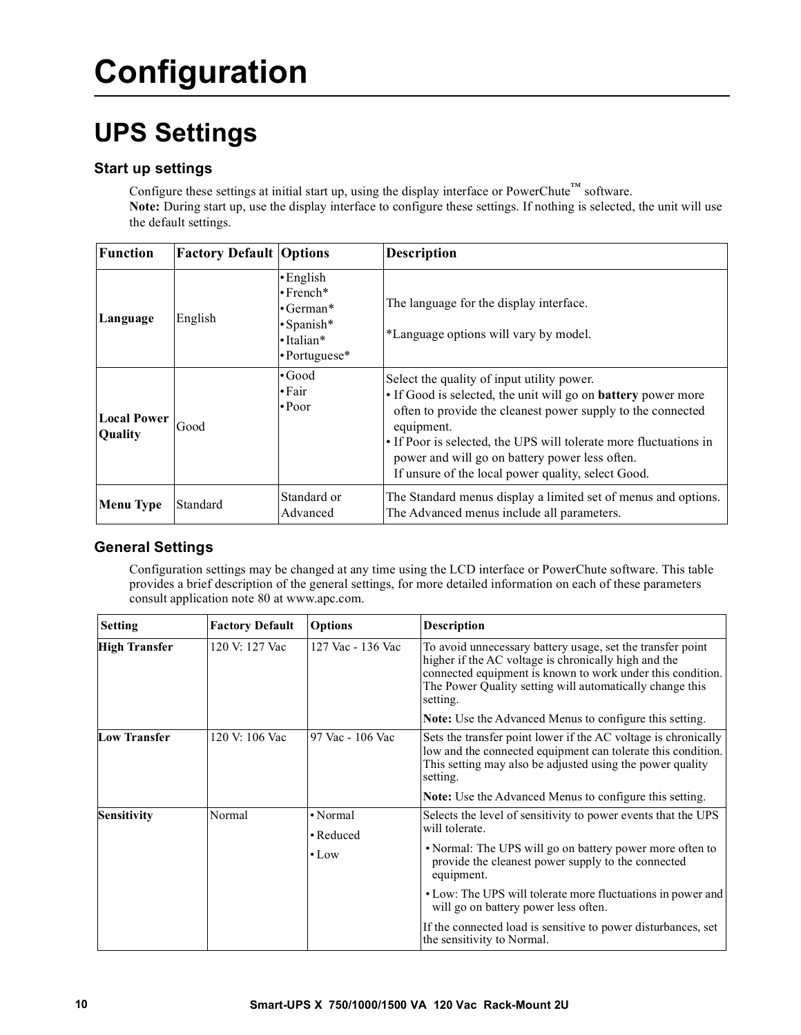# Configuration

## UPS Settings

### Start up settings

Configure these settings at initial start up, using the display interface or PowerChute™ software.
**Note:** During start up, use the display interface to configure these settings. If nothing is selected, the unit will use the default settings.

| Function | Factory Default | Options | Description |
|---|---|---|---|
| **Language** | English | • English<br>• French*<br>• German*<br>• Spanish*<br>• Italian*<br>• Portuguese* | The language for the display interface.<br><br>*Language options will vary by model. |
| **Local Power Quality** | Good | • Good<br>• Fair<br>• Poor | Select the quality of input utility power.<br>• If Good is selected, the unit will go on **battery** power more often to provide the cleanest power supply to the connected equipment.<br>• If Poor is selected, the UPS will tolerate more fluctuations in power and will go on battery power less often.<br>If unsure of the local power quality, select Good. |
| **Menu Type** | Standard | Standard or Advanced | The Standard menus display a limited set of menus and options. The Advanced menus include all parameters. |

### General Settings

Configuration settings may be changed at any time using the LCD interface or PowerChute software. This table provides a brief description of the general settings, for more detailed information on each of these parameters consult application note 80 at www.apc.com.

| Setting | Factory Default | Options | Description |
|---|---|---|---|
| **High Transfer** | 120 V: 127 Vac | 127 Vac - 136 Vac | To avoid unnecessary battery usage, set the transfer point higher if the AC voltage is chronically high and the connected equipment is known to work under this condition. The Power Quality setting will automatically change this setting.<br><br>**Note:** Use the Advanced Menus to configure this setting. |
| **Low Transfer** | 120 V: 106 Vac | 97 Vac - 106 Vac | Sets the transfer point lower if the AC voltage is chronically low and the connected equipment can tolerate this condition. This setting may also be adjusted using the power quality setting.<br><br>**Note:** Use the Advanced Menus to configure this setting. |
| **Sensitivity** | Normal | • Normal<br>• Reduced<br>• Low | Selects the level of sensitivity to power events that the UPS will tolerate.<br>• Normal: The UPS will go on battery power more often to provide the cleanest power supply to the connected equipment.<br>• Low: The UPS will tolerate more fluctuations in power and will go on battery power less often.<br><br>If the connected load is sensitive to power disturbances, set the sensitivity to Normal. |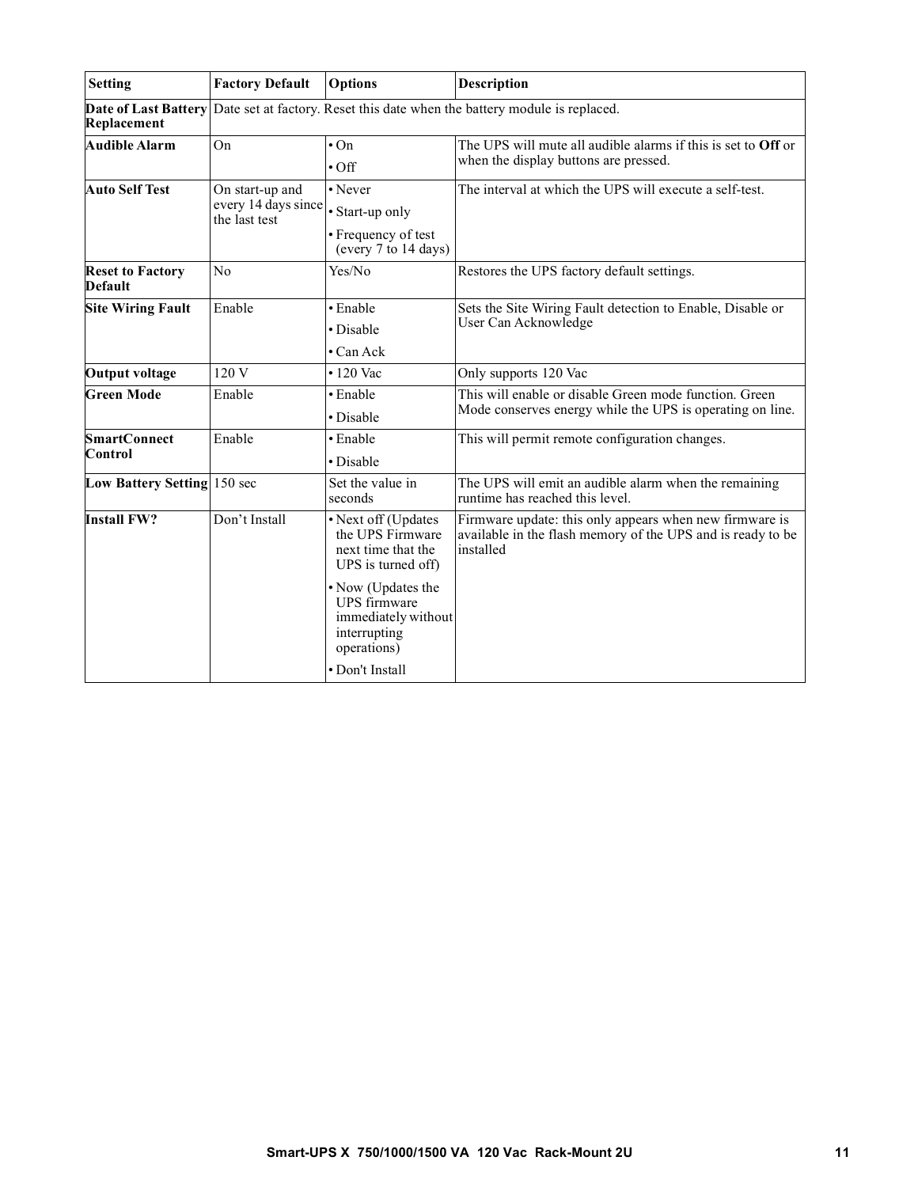| Setting | Factory Default | Options | Description |
|---|---|---|---|
| **Date of Last Battery Replacement** | Date set at factory. Reset this date when the battery module is replaced. | | |
| **Audible Alarm** | On | • On<br>• Off | The UPS will mute all audible alarms if this is set to **Off** or when the display buttons are pressed. |
| **Auto Self Test** | On start-up and every 14 days since the last test | • Never<br>• Start-up only<br>• Frequency of test (every 7 to 14 days) | The interval at which the UPS will execute a self-test. |
| **Reset to Factory Default** | No | Yes/No | Restores the UPS factory default settings. |
| **Site Wiring Fault** | Enable | • Enable<br>• Disable<br>• Can Ack | Sets the Site Wiring Fault detection to Enable, Disable or User Can Acknowledge |
| **Output voltage** | 120 V | • 120 Vac | Only supports 120 Vac |
| **Green Mode** | Enable | • Enable<br>• Disable | This will enable or disable Green mode function. Green Mode conserves energy while the UPS is operating on line. |
| **SmartConnect Control** | Enable | • Enable<br>• Disable | This will permit remote configuration changes. |
| **Low Battery Setting** | 150 sec | Set the value in seconds | The UPS will emit an audible alarm when the remaining runtime has reached this level. |
| **Install FW?** | Don't Install | • Next off (Updates the UPS Firmware next time that the UPS is turned off)<br>• Now (Updates the UPS firmware immediately without interrupting operations)<br>• Don't Install | Firmware update: this only appears when new firmware is available in the flash memory of the UPS and is ready to be installed |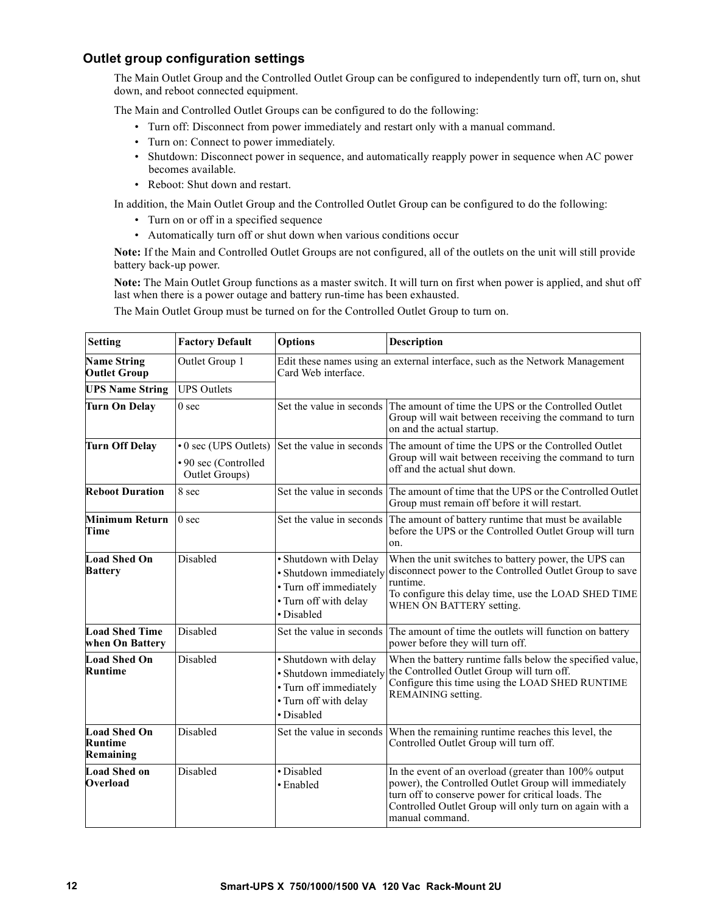### Outlet group configuration settings

The Main Outlet Group and the Controlled Outlet Group can be configured to independently turn off, turn on, shut down, and reboot connected equipment.

The Main and Controlled Outlet Groups can be configured to do the following:

- Turn off: Disconnect from power immediately and restart only with a manual command.
- Turn on: Connect to power immediately.
- Shutdown: Disconnect power in sequence, and automatically reapply power in sequence when AC power becomes available.
- Reboot: Shut down and restart.

In addition, the Main Outlet Group and the Controlled Outlet Group can be configured to do the following:

- Turn on or off in a specified sequence
- Automatically turn off or shut down when various conditions occur

**Note:** If the Main and Controlled Outlet Groups are not configured, all of the outlets on the unit will still provide battery back-up power.

**Note:** The Main Outlet Group functions as a master switch. It will turn on first when power is applied, and shut off last when there is a power outage and battery run-time has been exhausted.

The Main Outlet Group must be turned on for the Controlled Outlet Group to turn on.

| Setting | Factory Default | Options | Description |
|---|---|---|---|
| **Name String Outlet Group** | Outlet Group 1 | Edit these names using an external interface, such as the Network Management Card Web interface. | |
| **UPS Name String** | UPS Outlets | | |
| **Turn On Delay** | 0 sec | Set the value in seconds | The amount of time the UPS or the Controlled Outlet Group will wait between receiving the command to turn on and the actual startup. |
| **Turn Off Delay** | • 0 sec (UPS Outlets)<br>• 90 sec (Controlled Outlet Groups) | Set the value in seconds | The amount of time the UPS or the Controlled Outlet Group will wait between receiving the command to turn off and the actual shut down. |
| **Reboot Duration** | 8 sec | Set the value in seconds | The amount of time that the UPS or the Controlled Outlet Group must remain off before it will restart. |
| **Minimum Return Time** | 0 sec | Set the value in seconds | The amount of battery runtime that must be available before the UPS or the Controlled Outlet Group will turn on. |
| **Load Shed On Battery** | Disabled | • Shutdown with Delay<br>• Shutdown immediately<br>• Turn off immediately<br>• Turn off with delay<br>• Disabled | When the unit switches to battery power, the UPS can disconnect power to the Controlled Outlet Group to save runtime.<br>To configure this delay time, use the LOAD SHED TIME WHEN ON BATTERY setting. |
| **Load Shed Time when On Battery** | Disabled | Set the value in seconds | The amount of time the outlets will function on battery power before they will turn off. |
| **Load Shed On Runtime** | Disabled | • Shutdown with delay<br>• Shutdown immediately<br>• Turn off immediately<br>• Turn off with delay<br>• Disabled | When the battery runtime falls below the specified value, the Controlled Outlet Group will turn off.<br>Configure this time using the LOAD SHED RUNTIME REMAINING setting. |
| **Load Shed On Runtime Remaining** | Disabled | Set the value in seconds | When the remaining runtime reaches this level, the Controlled Outlet Group will turn off. |
| **Load Shed on Overload** | Disabled | • Disabled<br>• Enabled | In the event of an overload (greater than 100% output power), the Controlled Outlet Group will immediately turn off to conserve power for critical loads. The Controlled Outlet Group will only turn on again with a manual command. |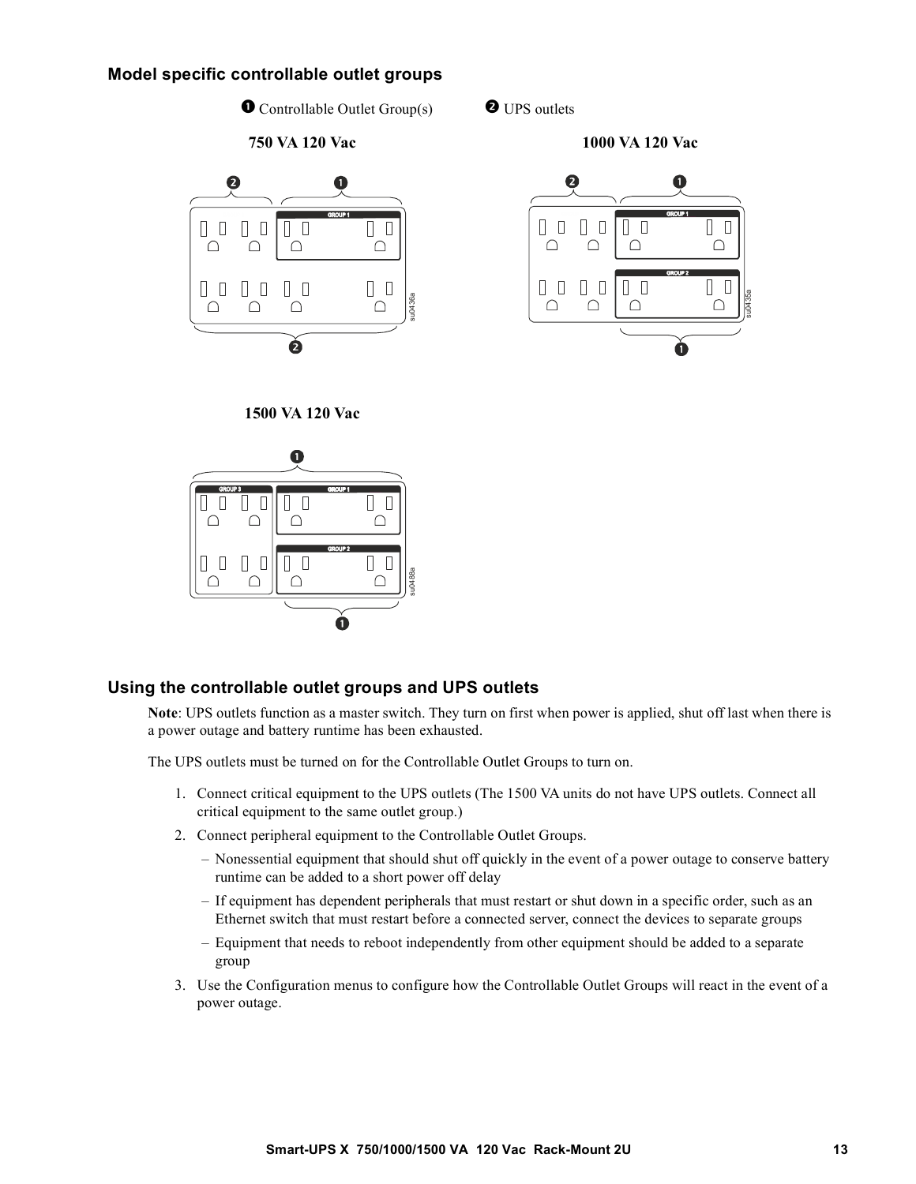## Model specific controllable outlet groups

❶ Controllable Outlet Group(s) ❷ UPS outlets

**750 VA 120 Vac**

**1000 VA 120 Vac**

**1500 VA 120 Vac**

## Using the controllable outlet groups and UPS outlets

**Note**: UPS outlets function as a master switch. They turn on first when power is applied, shut off last when there is a power outage and battery runtime has been exhausted.

The UPS outlets must be turned on for the Controllable Outlet Groups to turn on.

1. Connect critical equipment to the UPS outlets (The 1500 VA units do not have UPS outlets. Connect all critical equipment to the same outlet group.)
2. Connect peripheral equipment to the Controllable Outlet Groups.
   - Nonessential equipment that should shut off quickly in the event of a power outage to conserve battery runtime can be added to a short power off delay
   - If equipment has dependent peripherals that must restart or shut down in a specific order, such as an Ethernet switch that must restart before a connected server, connect the devices to separate groups
   - Equipment that needs to reboot independently from other equipment should be added to a separate group
3. Use the Configuration menus to configure how the Controllable Outlet Groups will react in the event of a power outage.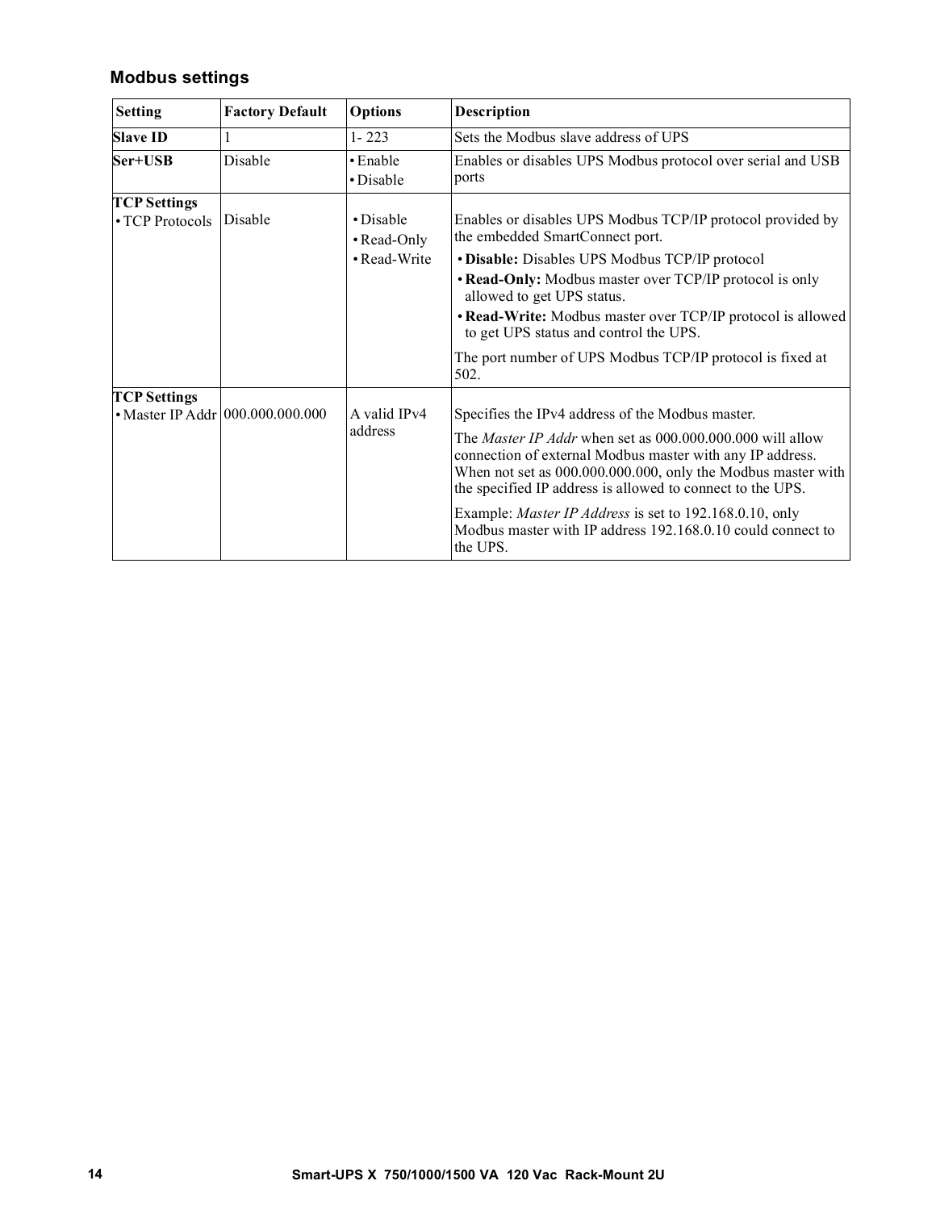## Modbus settings

| Setting | Factory Default | Options | Description |
|---|---|---|---|
| **Slave ID** | 1 | 1- 223 | Sets the Modbus slave address of UPS |
| **Ser+USB** | Disable | • Enable<br>• Disable | Enables or disables UPS Modbus protocol over serial and USB ports |
| **TCP Settings**<br>• TCP Protocols | Disable | • Disable<br>• Read-Only<br>• Read-Write | Enables or disables UPS Modbus TCP/IP protocol provided by the embedded SmartConnect port.<br>• **Disable:** Disables UPS Modbus TCP/IP protocol<br>• **Read-Only:** Modbus master over TCP/IP protocol is only allowed to get UPS status.<br>• **Read-Write:** Modbus master over TCP/IP protocol is allowed to get UPS status and control the UPS.<br>The port number of UPS Modbus TCP/IP protocol is fixed at 502. |
| **TCP Settings**<br>• Master IP Addr | 000.000.000.000 | A valid IPv4 address | Specifies the IPv4 address of the Modbus master.<br>The *Master IP Addr* when set as 000.000.000.000 will allow connection of external Modbus master with any IP address. When not set as 000.000.000.000, only the Modbus master with the specified IP address is allowed to connect to the UPS.<br>Example: *Master IP Address* is set to 192.168.0.10, only Modbus master with IP address 192.168.0.10 could connect to the UPS. |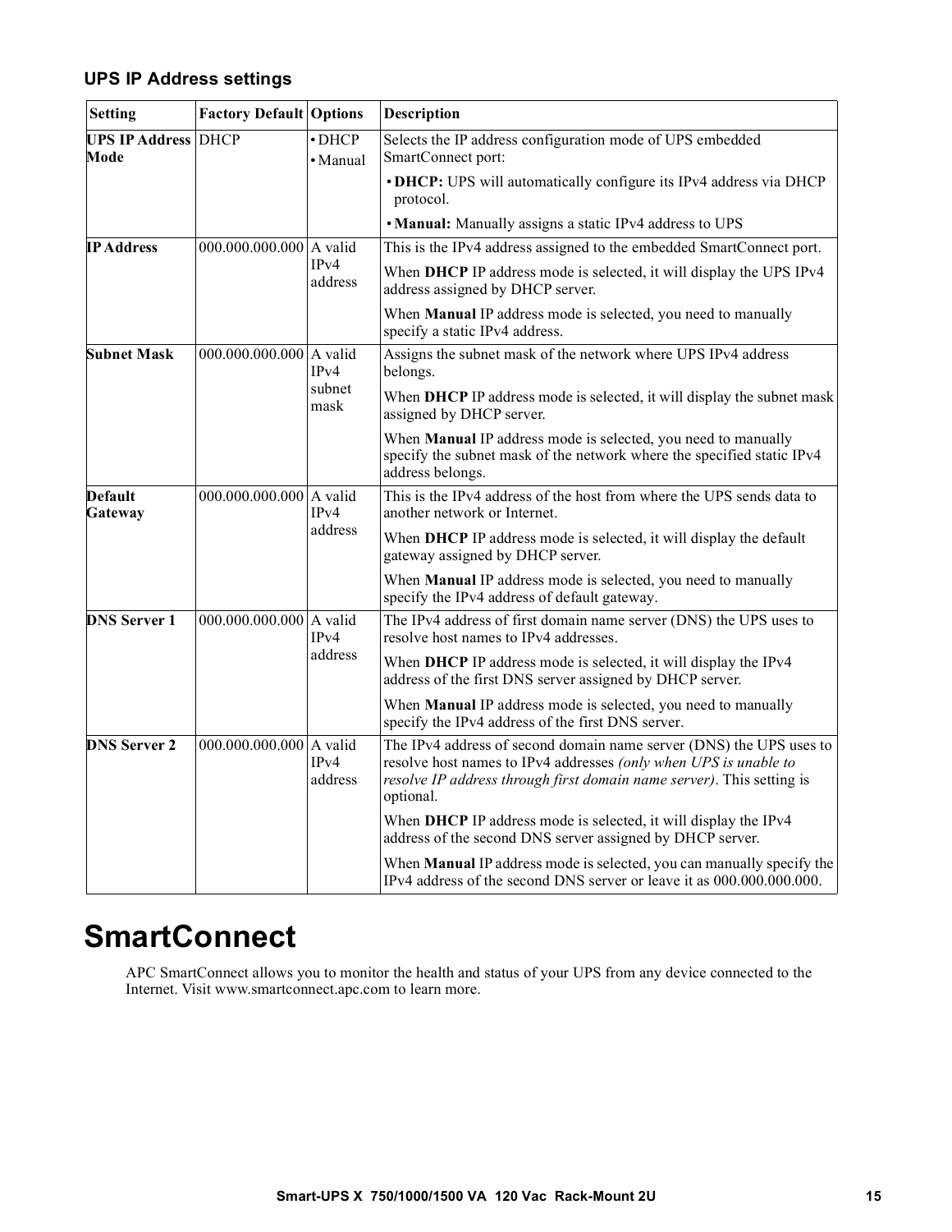### UPS IP Address settings

| Setting | Factory Default | Options | Description |
|---|---|---|---|
| **UPS IP Address Mode** | DHCP | • DHCP<br>• Manual | Selects the IP address configuration mode of UPS embedded SmartConnect port:<br>• **DHCP:** UPS will automatically configure its IPv4 address via DHCP protocol.<br>• **Manual:** Manually assigns a static IPv4 address to UPS |
| **IP Address** | 000.000.000.000 | A valid IPv4 address | This is the IPv4 address assigned to the embedded SmartConnect port.<br>When **DHCP** IP address mode is selected, it will display the UPS IPv4 address assigned by DHCP server.<br>When **Manual** IP address mode is selected, you need to manually specify a static IPv4 address. |
| **Subnet Mask** | 000.000.000.000 | A valid IPv4 subnet mask | Assigns the subnet mask of the network where UPS IPv4 address belongs.<br>When **DHCP** IP address mode is selected, it will display the subnet mask assigned by DHCP server.<br>When **Manual** IP address mode is selected, you need to manually specify the subnet mask of the network where the specified static IPv4 address belongs. |
| **Default Gateway** | 000.000.000.000 | A valid IPv4 address | This is the IPv4 address of the host from where the UPS sends data to another network or Internet.<br>When **DHCP** IP address mode is selected, it will display the default gateway assigned by DHCP server.<br>When **Manual** IP address mode is selected, you need to manually specify the IPv4 address of default gateway. |
| **DNS Server 1** | 000.000.000.000 | A valid IPv4 address | The IPv4 address of first domain name server (DNS) the UPS uses to resolve host names to IPv4 addresses.<br>When **DHCP** IP address mode is selected, it will display the IPv4 address of the first DNS server assigned by DHCP server.<br>When **Manual** IP address mode is selected, you need to manually specify the IPv4 address of the first DNS server. |
| **DNS Server 2** | 000.000.000.000 | A valid IPv4 address | The IPv4 address of second domain name server (DNS) the UPS uses to resolve host names to IPv4 addresses *(only when UPS is unable to resolve IP address through first domain name server)*. This setting is optional.<br>When **DHCP** IP address mode is selected, it will display the IPv4 address of the second DNS server assigned by DHCP server.<br>When **Manual** IP address mode is selected, you can manually specify the IPv4 address of the second DNS server or leave it as 000.000.000.000. |

# SmartConnect

APC SmartConnect allows you to monitor the health and status of your UPS from any device connected to the Internet. Visit www.smartconnect.apc.com to learn more.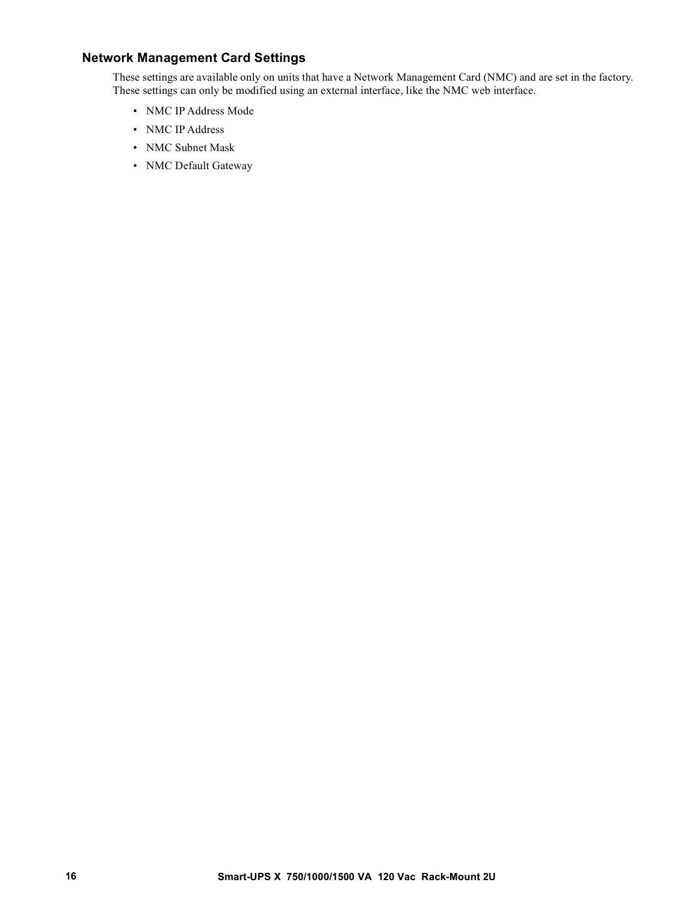### Network Management Card Settings

These settings are available only on units that have a Network Management Card (NMC) and are set in the factory. These settings can only be modified using an external interface, like the NMC web interface.

- NMC IP Address Mode
- NMC IP Address
- NMC Subnet Mask
- NMC Default Gateway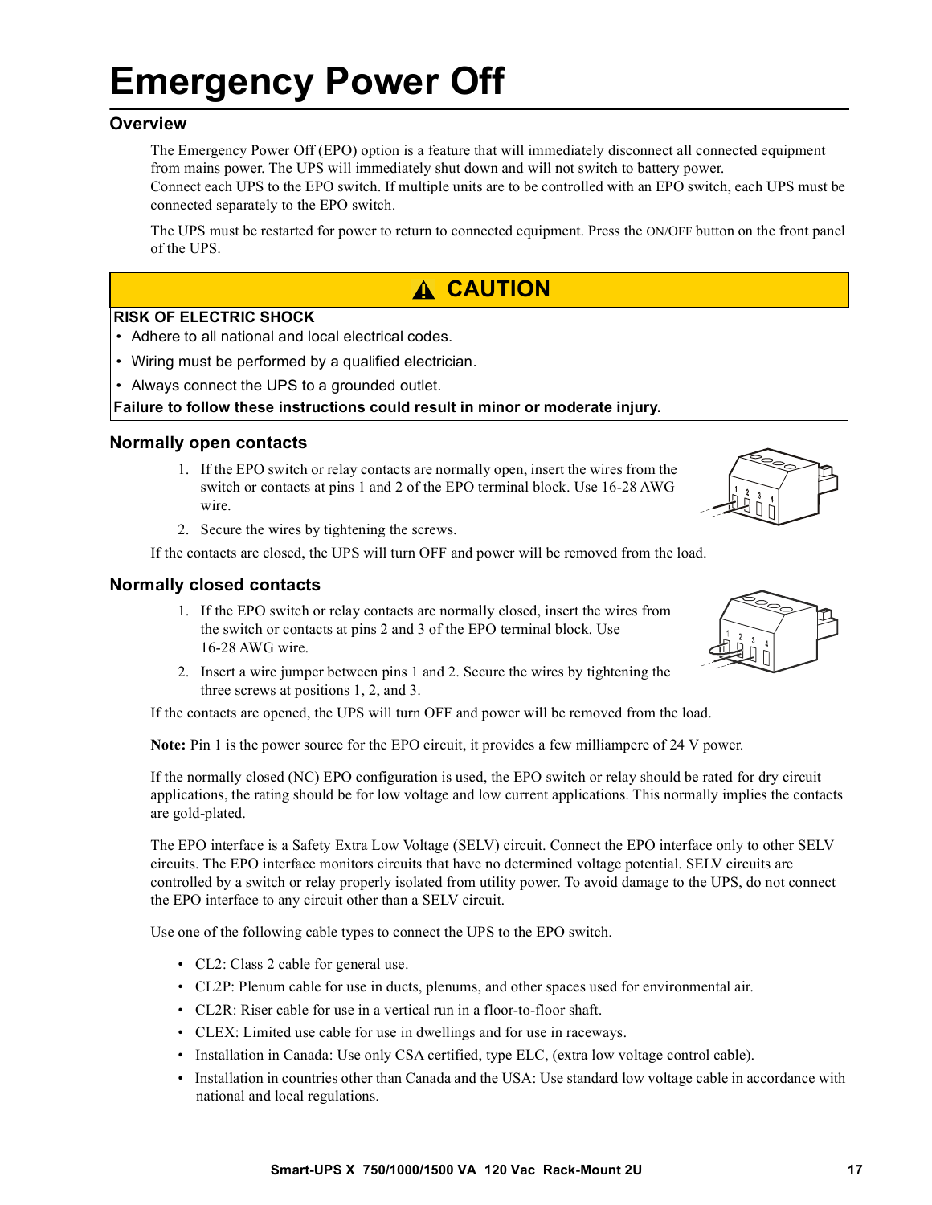# Emergency Power Off

## Overview

The Emergency Power Off (EPO) option is a feature that will immediately disconnect all connected equipment from mains power. The UPS will immediately shut down and will not switch to battery power.
Connect each UPS to the EPO switch. If multiple units are to be controlled with an EPO switch, each UPS must be connected separately to the EPO switch.

The UPS must be restarted for power to return to connected equipment. Press the ON/OFF button on the front panel of the UPS.

**⚠ CAUTION**

**RISK OF ELECTRIC SHOCK**

- Adhere to all national and local electrical codes.
- Wiring must be performed by a qualified electrician.
- Always connect the UPS to a grounded outlet.

**Failure to follow these instructions could result in minor or moderate injury.**

### Normally open contacts

1. If the EPO switch or relay contacts are normally open, insert the wires from the switch or contacts at pins 1 and 2 of the EPO terminal block. Use 16-28 AWG wire.
2. Secure the wires by tightening the screws.

If the contacts are closed, the UPS will turn OFF and power will be removed from the load.

### Normally closed contacts

1. If the EPO switch or relay contacts are normally closed, insert the wires from the switch or contacts at pins 2 and 3 of the EPO terminal block. Use 16-28 AWG wire.
2. Insert a wire jumper between pins 1 and 2. Secure the wires by tightening the three screws at positions 1, 2, and 3.

If the contacts are opened, the UPS will turn OFF and power will be removed from the load.

**Note:** Pin 1 is the power source for the EPO circuit, it provides a few milliampere of 24 V power.

If the normally closed (NC) EPO configuration is used, the EPO switch or relay should be rated for dry circuit applications, the rating should be for low voltage and low current applications. This normally implies the contacts are gold-plated.

The EPO interface is a Safety Extra Low Voltage (SELV) circuit. Connect the EPO interface only to other SELV circuits. The EPO interface monitors circuits that have no determined voltage potential. SELV circuits are controlled by a switch or relay properly isolated from utility power. To avoid damage to the UPS, do not connect the EPO interface to any circuit other than a SELV circuit.

Use one of the following cable types to connect the UPS to the EPO switch.

- CL2: Class 2 cable for general use.
- CL2P: Plenum cable for use in ducts, plenums, and other spaces used for environmental air.
- CL2R: Riser cable for use in a vertical run in a floor-to-floor shaft.
- CLEX: Limited use cable for use in dwellings and for use in raceways.
- Installation in Canada: Use only CSA certified, type ELC, (extra low voltage control cable).
- Installation in countries other than Canada and the USA: Use standard low voltage cable in accordance with national and local regulations.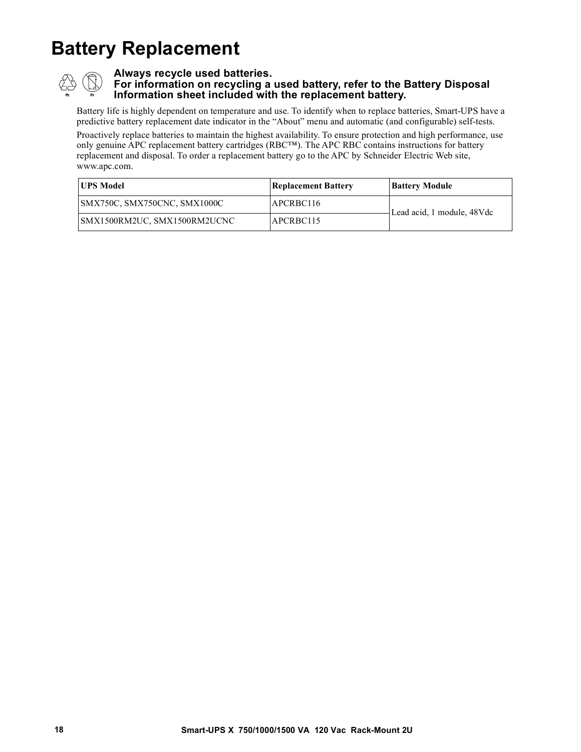# Battery Replacement

**Always recycle used batteries.**
**For information on recycling a used battery, refer to the Battery Disposal Information sheet included with the replacement battery.**

Battery life is highly dependent on temperature and use. To identify when to replace batteries, Smart-UPS have a predictive battery replacement date indicator in the "About" menu and automatic (and configurable) self-tests.

Proactively replace batteries to maintain the highest availability. To ensure protection and high performance, use only genuine APC replacement battery cartridges (RBC™). The APC RBC contains instructions for battery replacement and disposal. To order a replacement battery go to the APC by Schneider Electric Web site, www.apc.com.

| UPS Model | Replacement Battery | Battery Module |
|---|---|---|
| SMX750C, SMX750CNC, SMX1000C | APCRBC116 | Lead acid, 1 module, 48Vdc |
| SMX1500RM2UC, SMX1500RM2UCNC | APCRBC115 | |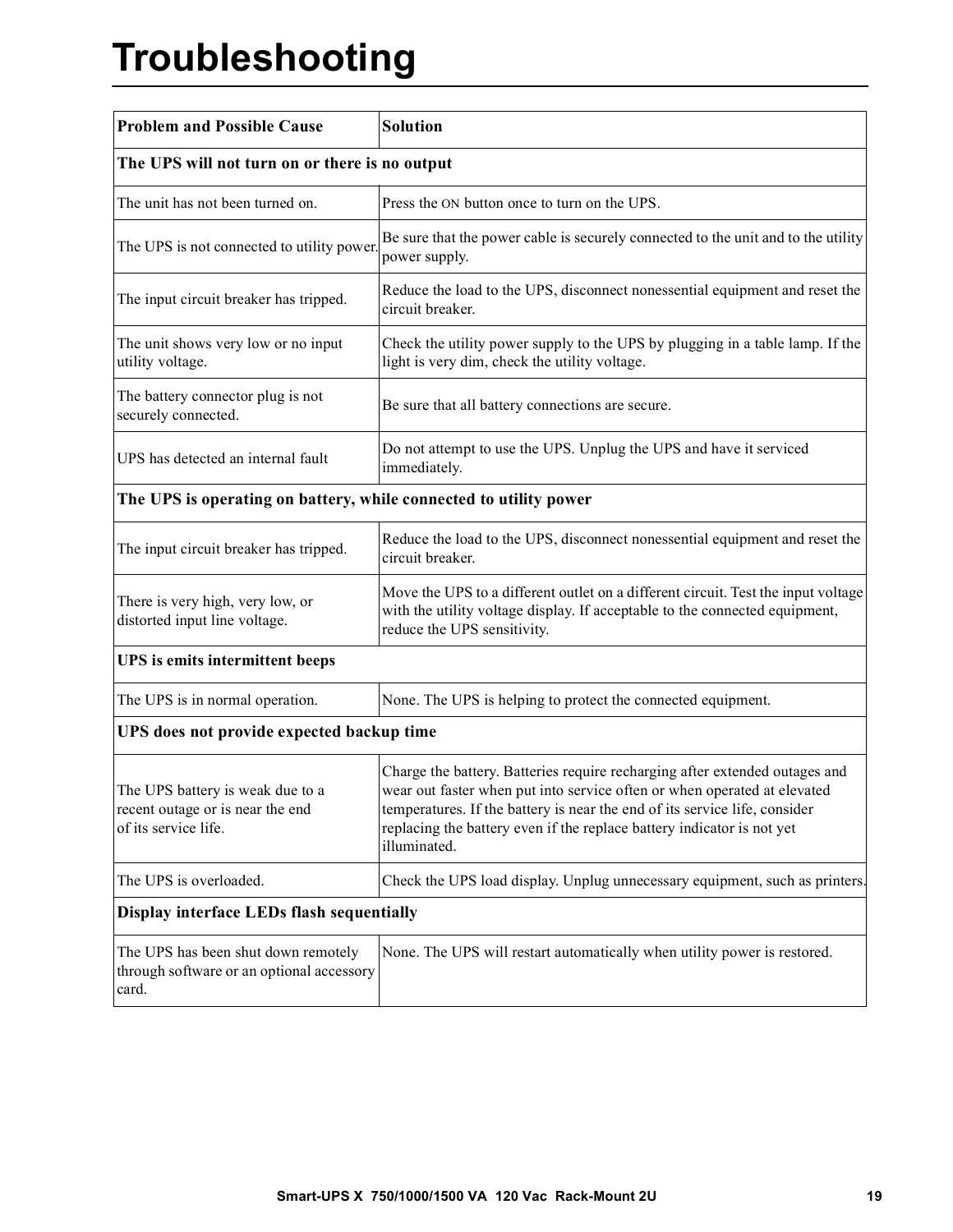# Troubleshooting

| Problem and Possible Cause | Solution |
|---|---|
| **The UPS will not turn on or there is no output** | |
| The unit has not been turned on. | Press the ON button once to turn on the UPS. |
| The UPS is not connected to utility power. | Be sure that the power cable is securely connected to the unit and to the utility power supply. |
| The input circuit breaker has tripped. | Reduce the load to the UPS, disconnect nonessential equipment and reset the circuit breaker. |
| The unit shows very low or no input utility voltage. | Check the utility power supply to the UPS by plugging in a table lamp. If the light is very dim, check the utility voltage. |
| The battery connector plug is not securely connected. | Be sure that all battery connections are secure. |
| UPS has detected an internal fault | Do not attempt to use the UPS. Unplug the UPS and have it serviced immediately. |
| **The UPS is operating on battery, while connected to utility power** | |
| The input circuit breaker has tripped. | Reduce the load to the UPS, disconnect nonessential equipment and reset the circuit breaker. |
| There is very high, very low, or distorted input line voltage. | Move the UPS to a different outlet on a different circuit. Test the input voltage with the utility voltage display. If acceptable to the connected equipment, reduce the UPS sensitivity. |
| **UPS is emits intermittent beeps** | |
| The UPS is in normal operation. | None. The UPS is helping to protect the connected equipment. |
| **UPS does not provide expected backup time** | |
| The UPS battery is weak due to a recent outage or is near the end of its service life. | Charge the battery. Batteries require recharging after extended outages and wear out faster when put into service often or when operated at elevated temperatures. If the battery is near the end of its service life, consider replacing the battery even if the replace battery indicator is not yet illuminated. |
| The UPS is overloaded. | Check the UPS load display. Unplug unnecessary equipment, such as printers. |
| **Display interface LEDs flash sequentially** | |
| The UPS has been shut down remotely through software or an optional accessory card. | None. The UPS will restart automatically when utility power is restored. |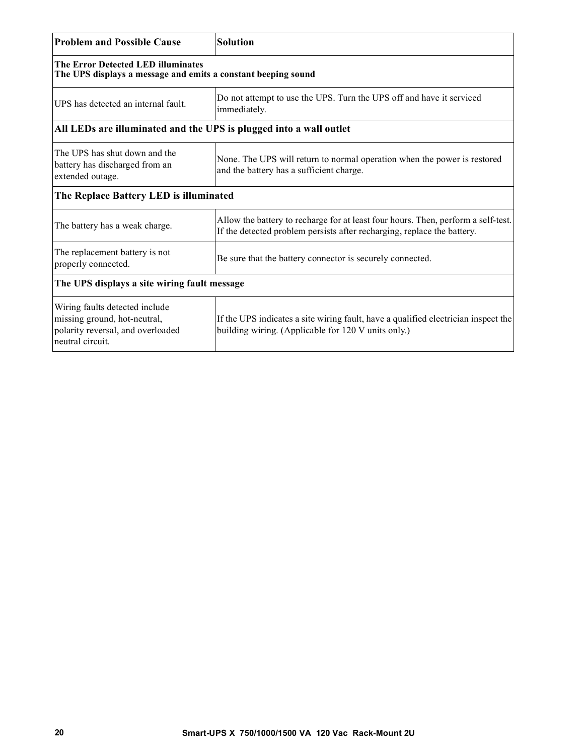| Problem and Possible Cause | Solution |
|---|---|
| **The Error Detected LED illuminates**<br>**The UPS displays a message and emits a constant beeping sound** | |
| UPS has detected an internal fault. | Do not attempt to use the UPS. Turn the UPS off and have it serviced immediately. |
| **All LEDs are illuminated and the UPS is plugged into a wall outlet** | |
| The UPS has shut down and the battery has discharged from an extended outage. | None. The UPS will return to normal operation when the power is restored and the battery has a sufficient charge. |
| **The Replace Battery LED is illuminated** | |
| The battery has a weak charge. | Allow the battery to recharge for at least four hours. Then, perform a self-test. If the detected problem persists after recharging, replace the battery. |
| The replacement battery is not properly connected. | Be sure that the battery connector is securely connected. |
| **The UPS displays a site wiring fault message** | |
| Wiring faults detected include missing ground, hot-neutral, polarity reversal, and overloaded neutral circuit. | If the UPS indicates a site wiring fault, have a qualified electrician inspect the building wiring. (Applicable for 120 V units only.) |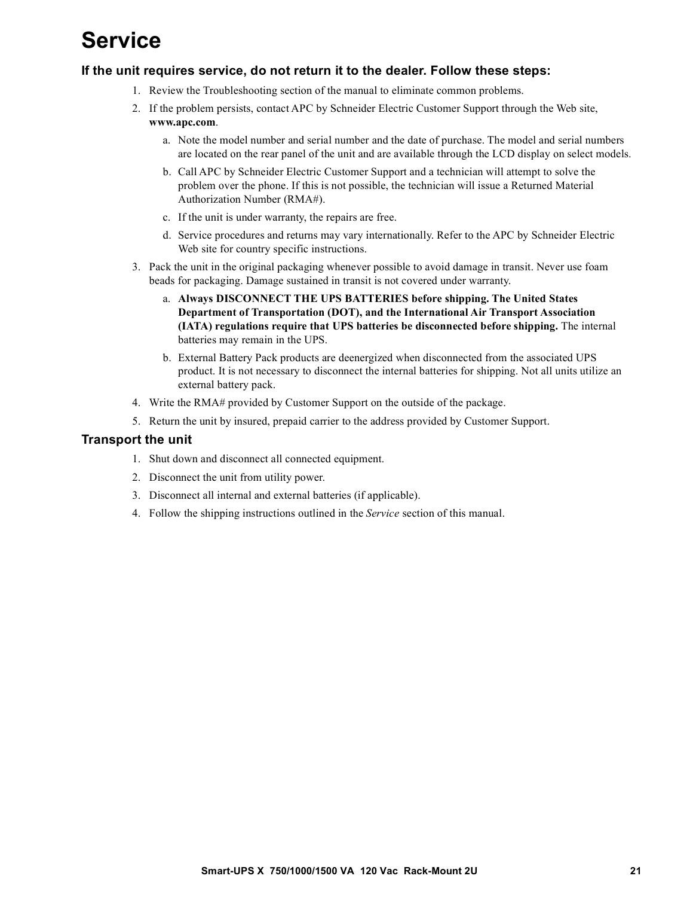# Service

### If the unit requires service, do not return it to the dealer. Follow these steps:

1. Review the Troubleshooting section of the manual to eliminate common problems.
2. If the problem persists, contact APC by Schneider Electric Customer Support through the Web site, **www.apc.com**.
   a. Note the model number and serial number and the date of purchase. The model and serial numbers are located on the rear panel of the unit and are available through the LCD display on select models.
   b. Call APC by Schneider Electric Customer Support and a technician will attempt to solve the problem over the phone. If this is not possible, the technician will issue a Returned Material Authorization Number (RMA#).
   c. If the unit is under warranty, the repairs are free.
   d. Service procedures and returns may vary internationally. Refer to the APC by Schneider Electric Web site for country specific instructions.
3. Pack the unit in the original packaging whenever possible to avoid damage in transit. Never use foam beads for packaging. Damage sustained in transit is not covered under warranty.
   a. **Always DISCONNECT THE UPS BATTERIES before shipping. The United States Department of Transportation (DOT), and the International Air Transport Association (IATA) regulations require that UPS batteries be disconnected before shipping.** The internal batteries may remain in the UPS.
   b. External Battery Pack products are deenergized when disconnected from the associated UPS product. It is not necessary to disconnect the internal batteries for shipping. Not all units utilize an external battery pack.
4. Write the RMA# provided by Customer Support on the outside of the package.
5. Return the unit by insured, prepaid carrier to the address provided by Customer Support.

### Transport the unit

1. Shut down and disconnect all connected equipment.
2. Disconnect the unit from utility power.
3. Disconnect all internal and external batteries (if applicable).
4. Follow the shipping instructions outlined in the *Service* section of this manual.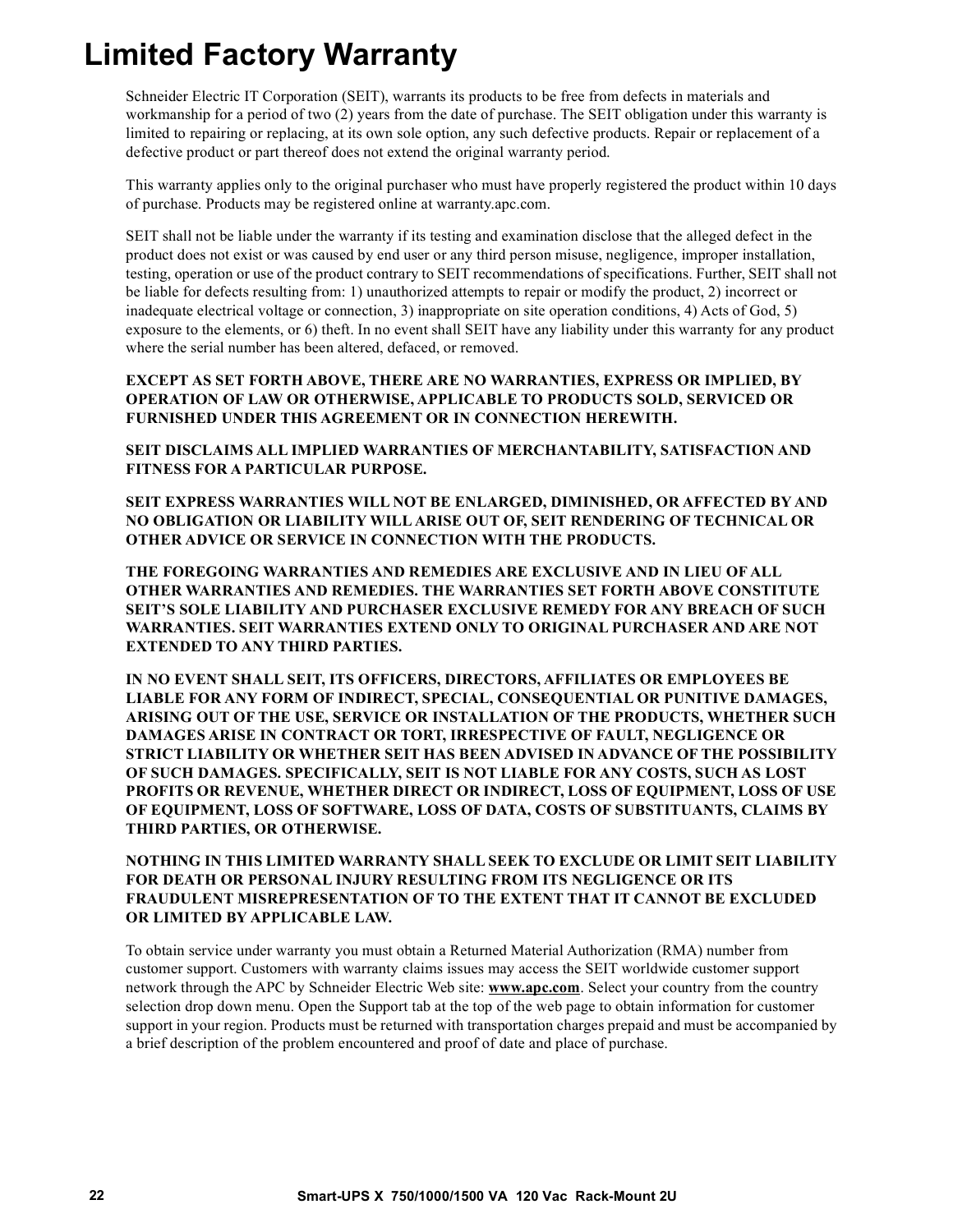# Limited Factory Warranty

Schneider Electric IT Corporation (SEIT), warrants its products to be free from defects in materials and workmanship for a period of two (2) years from the date of purchase. The SEIT obligation under this warranty is limited to repairing or replacing, at its own sole option, any such defective products. Repair or replacement of a defective product or part thereof does not extend the original warranty period.

This warranty applies only to the original purchaser who must have properly registered the product within 10 days of purchase. Products may be registered online at warranty.apc.com.

SEIT shall not be liable under the warranty if its testing and examination disclose that the alleged defect in the product does not exist or was caused by end user or any third person misuse, negligence, improper installation, testing, operation or use of the product contrary to SEIT recommendations of specifications. Further, SEIT shall not be liable for defects resulting from: 1) unauthorized attempts to repair or modify the product, 2) incorrect or inadequate electrical voltage or connection, 3) inappropriate on site operation conditions, 4) Acts of God, 5) exposure to the elements, or 6) theft. In no event shall SEIT have any liability under this warranty for any product where the serial number has been altered, defaced, or removed.

**EXCEPT AS SET FORTH ABOVE, THERE ARE NO WARRANTIES, EXPRESS OR IMPLIED, BY OPERATION OF LAW OR OTHERWISE, APPLICABLE TO PRODUCTS SOLD, SERVICED OR FURNISHED UNDER THIS AGREEMENT OR IN CONNECTION HEREWITH.**

**SEIT DISCLAIMS ALL IMPLIED WARRANTIES OF MERCHANTABILITY, SATISFACTION AND FITNESS FOR A PARTICULAR PURPOSE.**

**SEIT EXPRESS WARRANTIES WILL NOT BE ENLARGED, DIMINISHED, OR AFFECTED BY AND NO OBLIGATION OR LIABILITY WILL ARISE OUT OF, SEIT RENDERING OF TECHNICAL OR OTHER ADVICE OR SERVICE IN CONNECTION WITH THE PRODUCTS.**

**THE FOREGOING WARRANTIES AND REMEDIES ARE EXCLUSIVE AND IN LIEU OF ALL OTHER WARRANTIES AND REMEDIES. THE WARRANTIES SET FORTH ABOVE CONSTITUTE SEIT'S SOLE LIABILITY AND PURCHASER EXCLUSIVE REMEDY FOR ANY BREACH OF SUCH WARRANTIES. SEIT WARRANTIES EXTEND ONLY TO ORIGINAL PURCHASER AND ARE NOT EXTENDED TO ANY THIRD PARTIES.**

**IN NO EVENT SHALL SEIT, ITS OFFICERS, DIRECTORS, AFFILIATES OR EMPLOYEES BE LIABLE FOR ANY FORM OF INDIRECT, SPECIAL, CONSEQUENTIAL OR PUNITIVE DAMAGES, ARISING OUT OF THE USE, SERVICE OR INSTALLATION OF THE PRODUCTS, WHETHER SUCH DAMAGES ARISE IN CONTRACT OR TORT, IRRESPECTIVE OF FAULT, NEGLIGENCE OR STRICT LIABILITY OR WHETHER SEIT HAS BEEN ADVISED IN ADVANCE OF THE POSSIBILITY OF SUCH DAMAGES. SPECIFICALLY, SEIT IS NOT LIABLE FOR ANY COSTS, SUCH AS LOST PROFITS OR REVENUE, WHETHER DIRECT OR INDIRECT, LOSS OF EQUIPMENT, LOSS OF USE OF EQUIPMENT, LOSS OF SOFTWARE, LOSS OF DATA, COSTS OF SUBSTITUANTS, CLAIMS BY THIRD PARTIES, OR OTHERWISE.**

**NOTHING IN THIS LIMITED WARRANTY SHALL SEEK TO EXCLUDE OR LIMIT SEIT LIABILITY FOR DEATH OR PERSONAL INJURY RESULTING FROM ITS NEGLIGENCE OR ITS FRAUDULENT MISREPRESENTATION OF TO THE EXTENT THAT IT CANNOT BE EXCLUDED OR LIMITED BY APPLICABLE LAW.**

To obtain service under warranty you must obtain a Returned Material Authorization (RMA) number from customer support. Customers with warranty claims issues may access the SEIT worldwide customer support network through the APC by Schneider Electric Web site: **www.apc.com**. Select your country from the country selection drop down menu. Open the Support tab at the top of the web page to obtain information for customer support in your region. Products must be returned with transportation charges prepaid and must be accompanied by a brief description of the problem encountered and proof of date and place of purchase.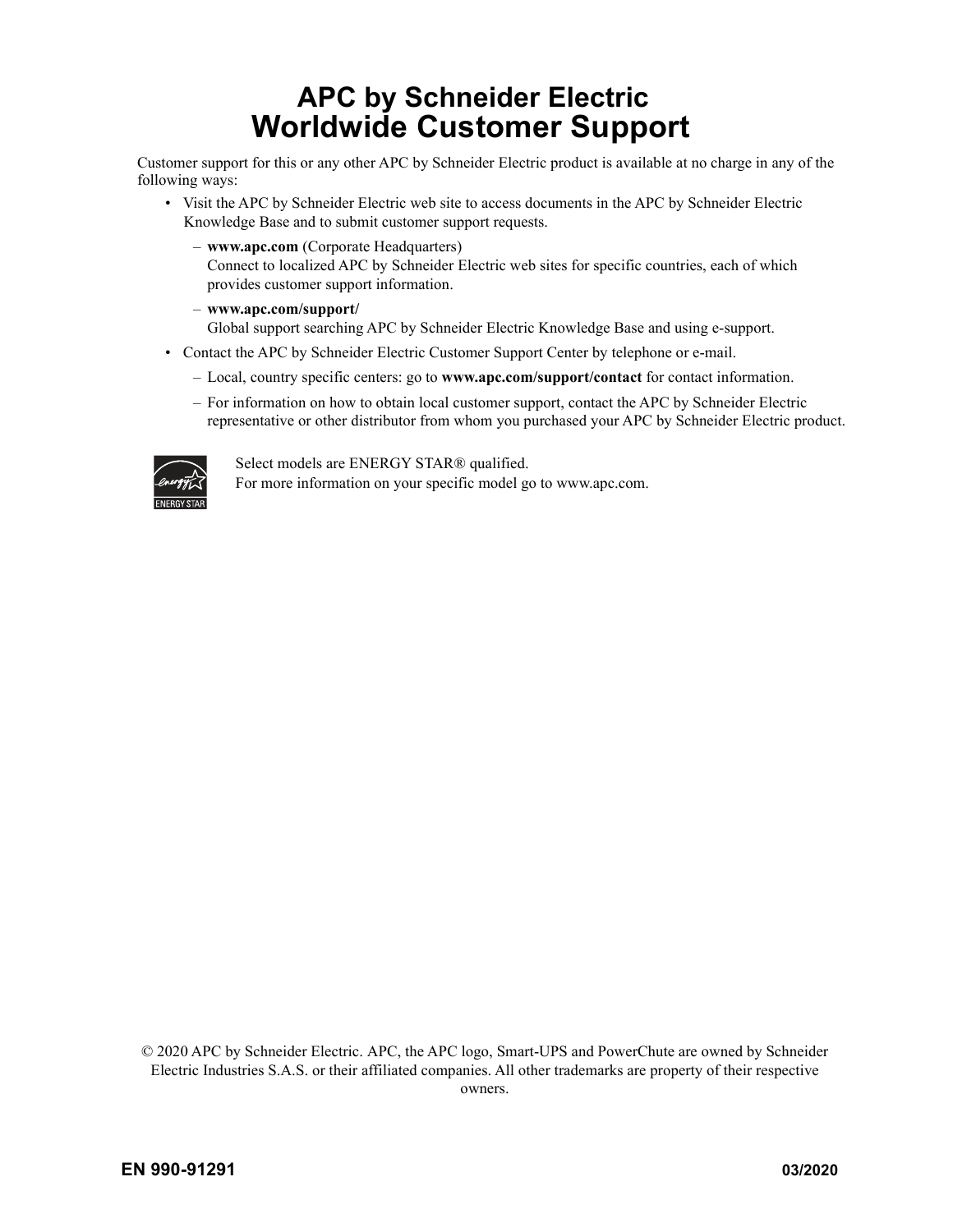# APC by Schneider Electric Worldwide Customer Support

Customer support for this or any other APC by Schneider Electric product is available at no charge in any of the following ways:

- Visit the APC by Schneider Electric web site to access documents in the APC by Schneider Electric Knowledge Base and to submit customer support requests.
  - **www.apc.com** (Corporate Headquarters)
    Connect to localized APC by Schneider Electric web sites for specific countries, each of which provides customer support information.
  - **www.apc.com/support/**
    Global support searching APC by Schneider Electric Knowledge Base and using e-support.
- Contact the APC by Schneider Electric Customer Support Center by telephone or e-mail.
  - Local, country specific centers: go to **www.apc.com/support/contact** for contact information.
  - For information on how to obtain local customer support, contact the APC by Schneider Electric representative or other distributor from whom you purchased your APC by Schneider Electric product.

Select models are ENERGY STAR® qualified.
For more information on your specific model go to www.apc.com.

© 2020 APC by Schneider Electric. APC, the APC logo, Smart-UPS and PowerChute are owned by Schneider Electric Industries S.A.S. or their affiliated companies. All other trademarks are property of their respective owners.

**EN 990-91291** **03/2020**